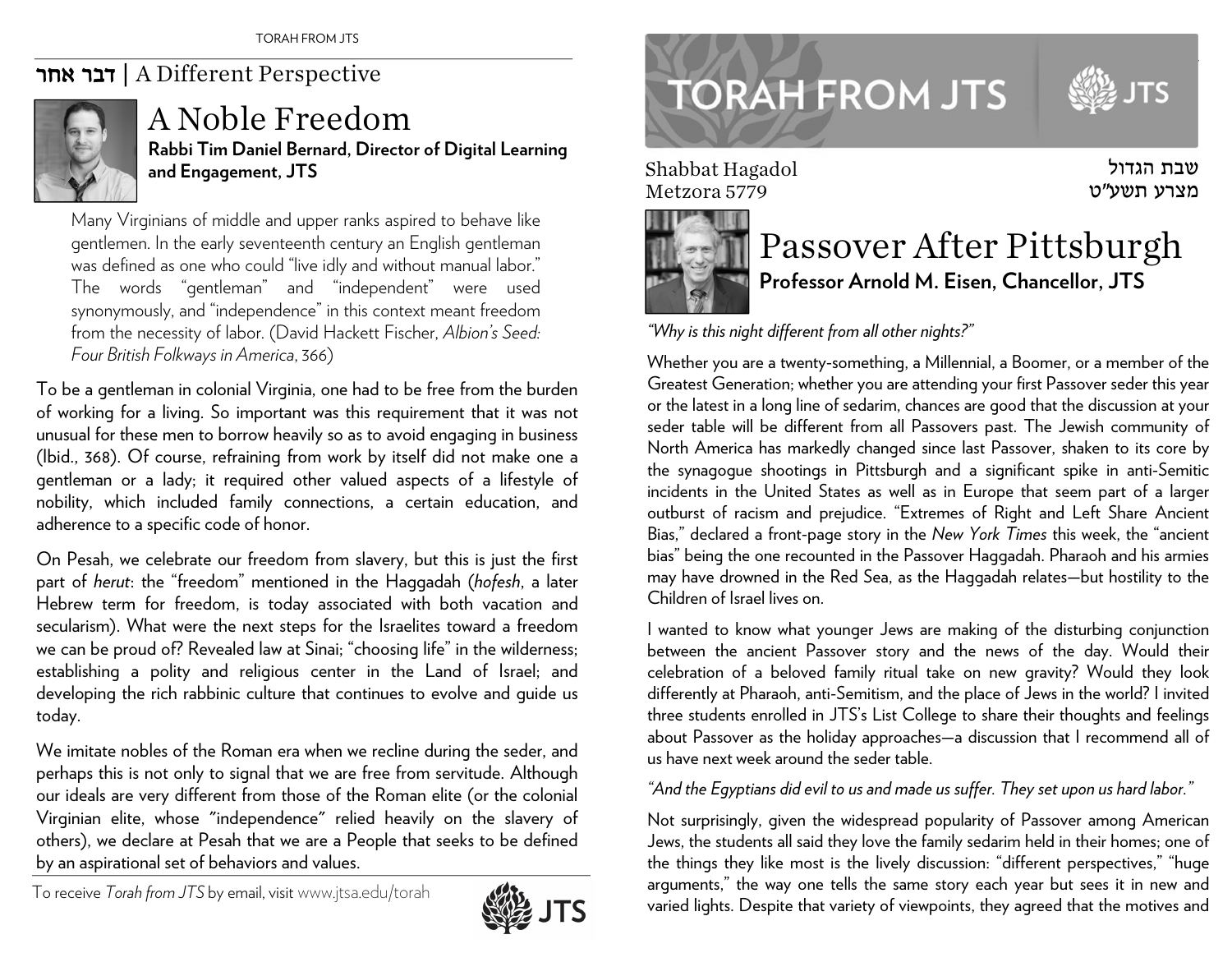## דבר אחר | A Different Perspective

# A Noble Freedom

**Rabbi Tim Daniel Bernard, Director of Digital Learning and Engagement, JTS**

> Many Virginians of middle and upper ranks aspired to behave like gentlemen. In the early seventeenth century an English gentleman was defined as one who could "live idly and without manual labor." The words "gentleman" and "independent" were used synonymously, and "independence" in this context meant freedom from the necessity of labor. (David Hackett Fischer, *Albion's Seed: Four British Folkways in America*, 366)

To be a gentleman in colonial Virginia, one had to be free from the burden of working for a living. So important was this requirement that it was not unusual for these men to borrow heavily so as to avoid engaging in business (Ibid., 368). Of course, refraining from work by itself did not make one a gentleman or a lady; it required other valued aspects of a lifestyle of nobility, which included family connections, a certain education, and adherence to a specific code of honor.

On Pesah, we celebrate our freedom from slavery, but this is just the first part of *herut*: the "freedom" mentioned in the Haggadah (*hofesh*, a later Hebrew term for freedom, is today associated with both vacation and secularism). What were the next steps for the Israelites toward a freedom we can be proud of? Revealed law at Sinai; "choosing life" in the wilderness; establishing a polity and religious center in the Land of Israel; and developing the rich rabbinic culture that continues to evolve and guide us today.

We imitate nobles of the Roman era when we recline during the seder, and perhaps this is not only to signal that we are free from servitude. Although our ideals are very different from those of the Roman elite (or the colonial Virginian elite, whose "independence" relied heavily on the slavery of others), we declare at Pesah that we are a People that seeks to be defined by an aspirational set of behaviors and values.

To receive *Torah from JTS* by email, visit www.jtsa.edu/torah

# TORAH FROM JTS

Shabbat Hagadol
Metzora 5779

שבת הגדול
מצרע תשע"ט

# Passover After Pittsburgh

**Professor Arnold M. Eisen, Chancellor, JTS**

*"Why is this night different from all other nights?"*

Whether you are a twenty-something, a Millennial, a Boomer, or a member of the Greatest Generation; whether you are attending your first Passover seder this year or the latest in a long line of sedarim, chances are good that the discussion at your seder table will be different from all Passovers past. The Jewish community of North America has markedly changed since last Passover, shaken to its core by the synagogue shootings in Pittsburgh and a significant spike in anti-Semitic incidents in the United States as well as in Europe that seem part of a larger outburst of racism and prejudice. "Extremes of Right and Left Share Ancient Bias," declared a front-page story in the *New York Times* this week, the "ancient bias" being the one recounted in the Passover Haggadah. Pharaoh and his armies may have drowned in the Red Sea, as the Haggadah relates—but hostility to the Children of Israel lives on.

I wanted to know what younger Jews are making of the disturbing conjunction between the ancient Passover story and the news of the day. Would their celebration of a beloved family ritual take on new gravity? Would they look differently at Pharaoh, anti-Semitism, and the place of Jews in the world? I invited three students enrolled in JTS's List College to share their thoughts and feelings about Passover as the holiday approaches—a discussion that I recommend all of us have next week around the seder table.

*"And the Egyptians did evil to us and made us suffer. They set upon us hard labor."*

Not surprisingly, given the widespread popularity of Passover among American Jews, the students all said they love the family sedarim held in their homes; one of the things they like most is the lively discussion: "different perspectives," "huge arguments," the way one tells the same story each year but sees it in new and varied lights. Despite that variety of viewpoints, they agreed that the motives and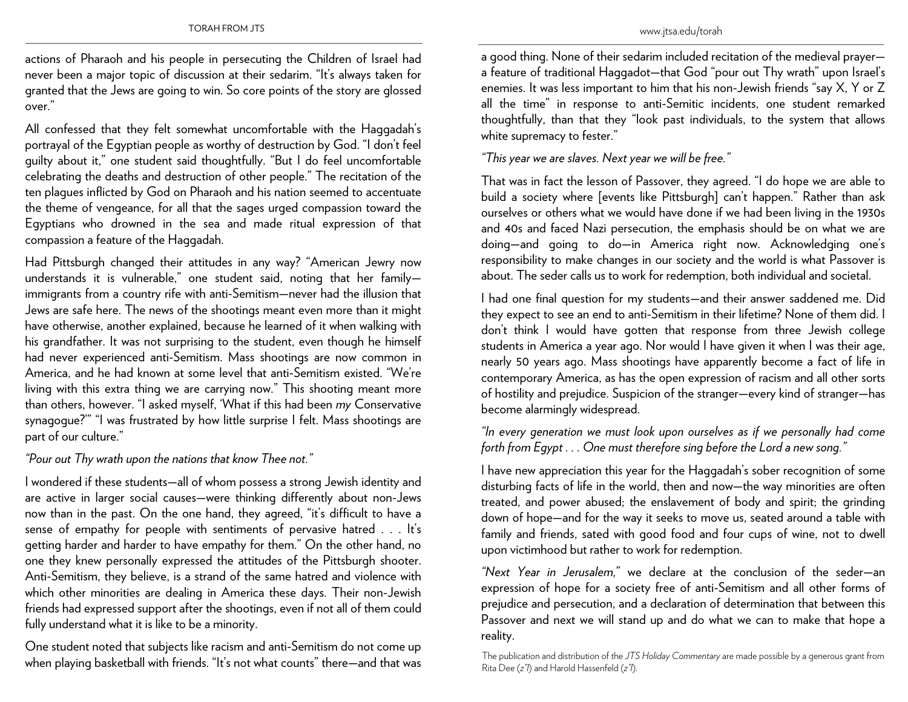actions of Pharaoh and his people in persecuting the Children of Israel had never been a major topic of discussion at their sedarim. "It's always taken for granted that the Jews are going to win. So core points of the story are glossed over."

All confessed that they felt somewhat uncomfortable with the Haggadah's portrayal of the Egyptian people as worthy of destruction by God. "I don't feel guilty about it," one student said thoughtfully. "But I do feel uncomfortable celebrating the deaths and destruction of other people." The recitation of the ten plagues inflicted by God on Pharaoh and his nation seemed to accentuate the theme of vengeance, for all that the sages urged compassion toward the Egyptians who drowned in the sea and made ritual expression of that compassion a feature of the Haggadah.

Had Pittsburgh changed their attitudes in any way? "American Jewry now understands it is vulnerable," one student said, noting that her family—immigrants from a country rife with anti-Semitism—never had the illusion that Jews are safe here. The news of the shootings meant even more than it might have otherwise, another explained, because he learned of it when walking with his grandfather. It was not surprising to the student, even though he himself had never experienced anti-Semitism. Mass shootings are now common in America, and he had known at some level that anti-Semitism existed. "We're living with this extra thing we are carrying now." This shooting meant more than others, however. "I asked myself, 'What if this had been *my* Conservative synagogue?'" "I was frustrated by how little surprise I felt. Mass shootings are part of our culture."

*"Pour out Thy wrath upon the nations that know Thee not."*

I wondered if these students—all of whom possess a strong Jewish identity and are active in larger social causes—were thinking differently about non-Jews now than in the past. On the one hand, they agreed, "it's difficult to have a sense of empathy for people with sentiments of pervasive hatred . . . It's getting harder and harder to have empathy for them." On the other hand, no one they knew personally expressed the attitudes of the Pittsburgh shooter. Anti-Semitism, they believe, is a strand of the same hatred and violence with which other minorities are dealing in America these days. Their non-Jewish friends had expressed support after the shootings, even if not all of them could fully understand what it is like to be a minority.

One student noted that subjects like racism and anti-Semitism do not come up when playing basketball with friends. "It's not what counts" there—and that was a good thing. None of their sedarim included recitation of the medieval prayer—a feature of traditional Haggadot—that God "pour out Thy wrath" upon Israel's enemies. It was less important to him that his non-Jewish friends "say X, Y or Z all the time" in response to anti-Semitic incidents, one student remarked thoughtfully, than that they "look past individuals, to the system that allows white supremacy to fester."

*"This year we are slaves. Next year we will be free."*

That was in fact the lesson of Passover, they agreed. "I do hope we are able to build a society where [events like Pittsburgh] can't happen." Rather than ask ourselves or others what we would have done if we had been living in the 1930s and 40s and faced Nazi persecution, the emphasis should be on what we are doing—and going to do—in America right now. Acknowledging one's responsibility to make changes in our society and the world is what Passover is about. The seder calls us to work for redemption, both individual and societal.

I had one final question for my students—and their answer saddened me. Did they expect to see an end to anti-Semitism in their lifetime? None of them did. I don't think I would have gotten that response from three Jewish college students in America a year ago. Nor would I have given it when I was their age, nearly 50 years ago. Mass shootings have apparently become a fact of life in contemporary America, as has the open expression of racism and all other sorts of hostility and prejudice. Suspicion of the stranger—every kind of stranger—has become alarmingly widespread.

*"In every generation we must look upon ourselves as if we personally had come forth from Egypt . . . One must therefore sing before the Lord a new song."*

I have new appreciation this year for the Haggadah's sober recognition of some disturbing facts of life in the world, then and now—the way minorities are often treated, and power abused; the enslavement of body and spirit; the grinding down of hope—and for the way it seeks to move us, seated around a table with family and friends, sated with good food and four cups of wine, not to dwell upon victimhood but rather to work for redemption.

*"Next Year in Jerusalem,"* we declare at the conclusion of the seder—an expression of hope for a society free of anti-Semitism and all other forms of prejudice and persecution, and a declaration of determination that between this Passover and next we will stand up and do what we can to make that hope a reality.

The publication and distribution of the *JTS Holiday Commentary* are made possible by a generous grant from Rita Dee (*z"l*) and Harold Hassenfeld (*z"l*).